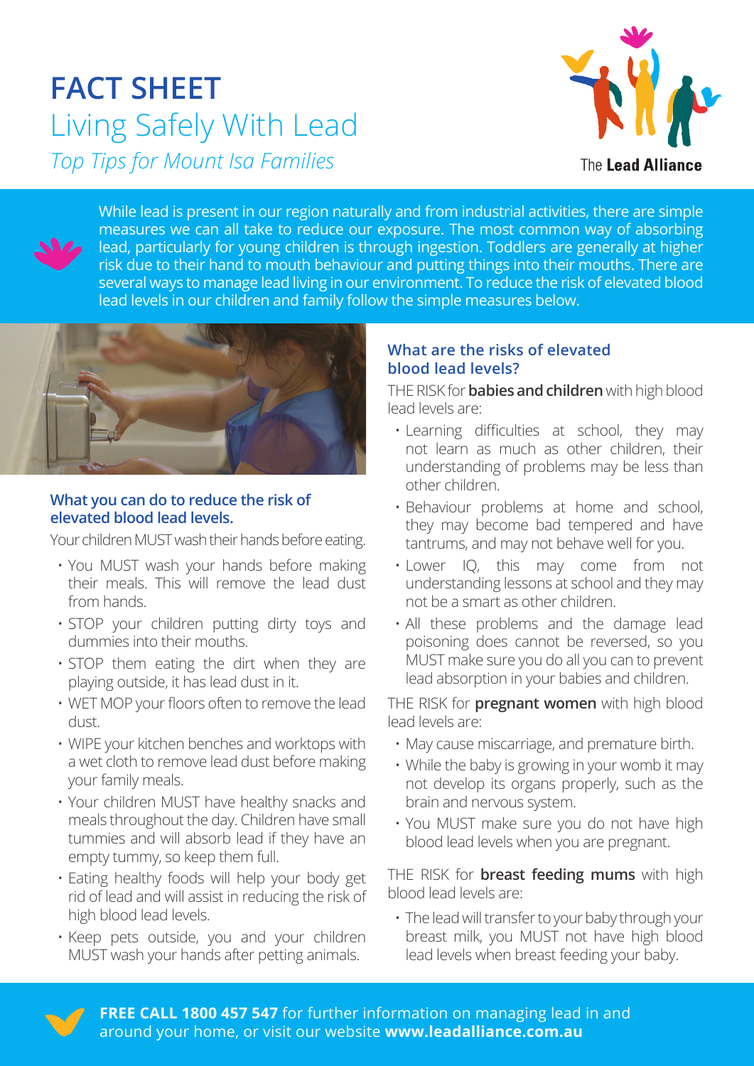# FACT SHEET

## Living Safely With Lead

*Top Tips for Mount Isa Families*

The **Lead Alliance**

While lead is present in our region naturally and from industrial activities, there are simple measures we can all take to reduce our exposure. The most common way of absorbing lead, particularly for young children is through ingestion. Toddlers are generally at higher risk due to their hand to mouth behaviour and putting things into their mouths. There are several ways to manage lead living in our environment. To reduce the risk of elevated blood lead levels in our children and family follow the simple measures below.

### What you can do to reduce the risk of elevated blood lead levels.

Your children MUST wash their hands before eating.

- You MUST wash your hands before making their meals. This will remove the lead dust from hands.
- STOP your children putting dirty toys and dummies into their mouths.
- STOP them eating the dirt when they are playing outside, it has lead dust in it.
- WET MOP your floors often to remove the lead dust.
- WIPE your kitchen benches and worktops with a wet cloth to remove lead dust before making your family meals.
- Your children MUST have healthy snacks and meals throughout the day. Children have small tummies and will absorb lead if they have an empty tummy, so keep them full.
- Eating healthy foods will help your body get rid of lead and will assist in reducing the risk of high blood lead levels.
- Keep pets outside, you and your children MUST wash your hands after petting animals.

### What are the risks of elevated blood lead levels?

THE RISK for **babies and children** with high blood lead levels are:

- Learning difficulties at school, they may not learn as much as other children, their understanding of problems may be less than other children.
- Behaviour problems at home and school, they may become bad tempered and have tantrums, and may not behave well for you.
- Lower IQ, this may come from not understanding lessons at school and they may not be a smart as other children.
- All these problems and the damage lead poisoning does cannot be reversed, so you MUST make sure you do all you can to prevent lead absorption in your babies and children.

THE RISK for **pregnant women** with high blood lead levels are:

- May cause miscarriage, and premature birth.
- While the baby is growing in your womb it may not develop its organs properly, such as the brain and nervous system.
- You MUST make sure you do not have high blood lead levels when you are pregnant.

THE RISK for **breast feeding mums** with high blood lead levels are:

- The lead will transfer to your baby through your breast milk, you MUST not have high blood lead levels when breast feeding your baby.

**FREE CALL 1800 457 547** for further information on managing lead in and around your home, or visit our website **www.leadalliance.com.au**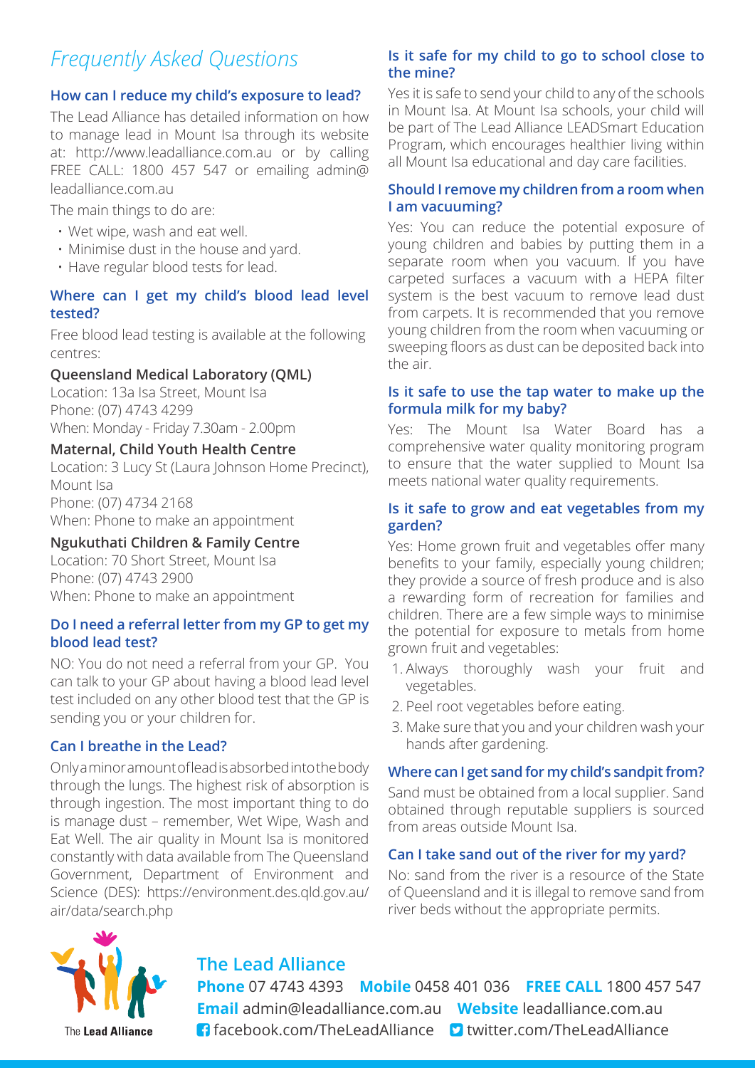# *Frequently Asked Questions*

### How can I reduce my child's exposure to lead?

The Lead Alliance has detailed information on how to manage lead in Mount Isa through its website at: http://www.leadalliance.com.au or by calling FREE CALL: 1800 457 547 or emailing admin@leadalliance.com.au

The main things to do are:

- Wet wipe, wash and eat well.
- Minimise dust in the house and yard.
- Have regular blood tests for lead.

### Where can I get my child's blood lead level tested?

Free blood lead testing is available at the following centres:

**Queensland Medical Laboratory (QML)**
Location: 13a Isa Street, Mount Isa
Phone: (07) 4743 4299
When: Monday - Friday 7.30am - 2.00pm

**Maternal, Child Youth Health Centre**
Location: 3 Lucy St (Laura Johnson Home Precinct), Mount Isa
Phone: (07) 4734 2168
When: Phone to make an appointment

**Ngukuthati Children & Family Centre**
Location: 70 Short Street, Mount Isa
Phone: (07) 4743 2900
When: Phone to make an appointment

### Do I need a referral letter from my GP to get my blood lead test?

NO: You do not need a referral from your GP. You can talk to your GP about having a blood lead level test included on any other blood test that the GP is sending you or your children for.

### Can I breathe in the Lead?

Only a minor amount of lead is absorbed into the body through the lungs. The highest risk of absorption is through ingestion. The most important thing to do is manage dust – remember, Wet Wipe, Wash and Eat Well. The air quality in Mount Isa is monitored constantly with data available from The Queensland Government, Department of Environment and Science (DES): https://environment.des.qld.gov.au/air/data/search.php

### Is it safe for my child to go to school close to the mine?

Yes it is safe to send your child to any of the schools in Mount Isa. At Mount Isa schools, your child will be part of The Lead Alliance LEADSmart Education Program, which encourages healthier living within all Mount Isa educational and day care facilities.

### Should I remove my children from a room when I am vacuuming?

Yes: You can reduce the potential exposure of young children and babies by putting them in a separate room when you vacuum. If you have carpeted surfaces a vacuum with a HEPA filter system is the best vacuum to remove lead dust from carpets. It is recommended that you remove young children from the room when vacuuming or sweeping floors as dust can be deposited back into the air.

### Is it safe to use the tap water to make up the formula milk for my baby?

Yes: The Mount Isa Water Board has a comprehensive water quality monitoring program to ensure that the water supplied to Mount Isa meets national water quality requirements.

### Is it safe to grow and eat vegetables from my garden?

Yes: Home grown fruit and vegetables offer many benefits to your family, especially young children; they provide a source of fresh produce and is also a rewarding form of recreation for families and children. There are a few simple ways to minimise the potential for exposure to metals from home grown fruit and vegetables:

1. Always thoroughly wash your fruit and vegetables.
2. Peel root vegetables before eating.
3. Make sure that you and your children wash your hands after gardening.

### Where can I get sand for my child's sandpit from?

Sand must be obtained from a local supplier. Sand obtained through reputable suppliers is sourced from areas outside Mount Isa.

### Can I take sand out of the river for my yard?

No: sand from the river is a resource of the State of Queensland and it is illegal to remove sand from river beds without the appropriate permits.

## The Lead Alliance

**Phone** 07 4743 4393 **Mobile** 0458 401 036 **FREE CALL** 1800 457 547
**Email** admin@leadalliance.com.au **Website** leadalliance.com.au
facebook.com/TheLeadAlliance twitter.com/TheLeadAlliance